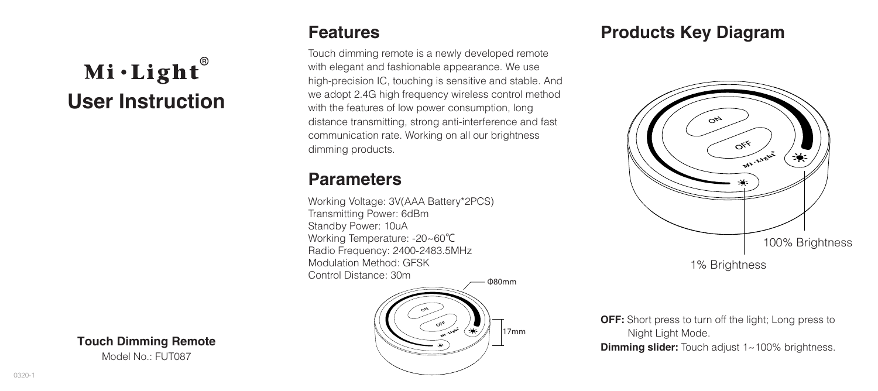# Mi·Light®

# User Instruction

**Touch Dimming Remote**

Model No.: FUT087

## Features

Touch dimming remote is a newly developed remote with elegant and fashionable appearance. We use high-precision IC, touching is sensitive and stable. And we adopt 2.4G high frequency wireless control method with the features of low power consumption, long distance transmitting, strong anti-interference and fast communication rate. Working on all our brightness dimming products.

## Parameters

Working Voltage: 3V(AAA Battery*2PCS)
Transmitting Power: 6dBm
Standby Power: 10uA
Working Temperature: -20~60℃
Radio Frequency: 2400-2483.5MHz
Modulation Method: GFSK
Control Distance: 30m

Φ80mm

17mm

## Products Key Diagram

100% Brightness

1% Brightness

**OFF:** Short press to turn off the light; Long press to Night Light Mode.
**Dimming slider:** Touch adjust 1~100% brightness.

0320-1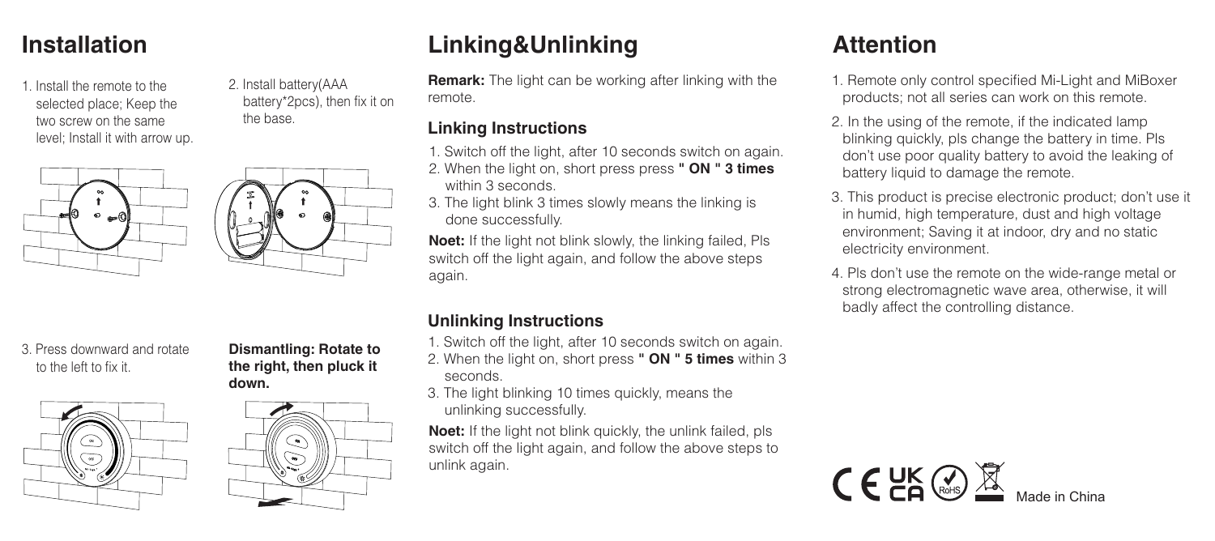# Installation

1. Install the remote to the selected place; Keep the two screw on the same level; Install it with arrow up.

2. Install battery(AAA battery*2pcs), then fix it on the base.

3. Press downward and rotate to the left to fix it.

**Dismantling: Rotate to the right, then pluck it down.**

# Linking&Unlinking

**Remark:** The light can be working after linking with the remote.

## Linking Instructions

1. Switch off the light, after 10 seconds switch on again.
2. When the light on, short press press **" ON " 3 times** within 3 seconds.
3. The light blink 3 times slowly means the linking is done successfully.

**Noet:** If the light not blink slowly, the linking failed, Pls switch off the light again, and follow the above steps again.

## Unlinking Instructions

1. Switch off the light, after 10 seconds switch on again.
2. When the light on, short press **" ON " 5 times** within 3 seconds.
3. The light blinking 10 times quickly, means the unlinking successfully.

**Noet:** If the light not blink quickly, the unlink failed, pls switch off the light again, and follow the above steps to unlink again.

# Attention

1. Remote only control specified Mi-Light and MiBoxer products; not all series can work on this remote.
2. In the using of the remote, if the indicated lamp blinking quickly, pls change the battery in time. Pls don't use poor quality battery to avoid the leaking of battery liquid to damage the remote.
3. This product is precise electronic product; don't use it in humid, high temperature, dust and high voltage environment; Saving it at indoor, dry and no static electricity environment.
4. Pls don't use the remote on the wide-range metal or strong electromagnetic wave area, otherwise, it will badly affect the controlling distance.

Made in China